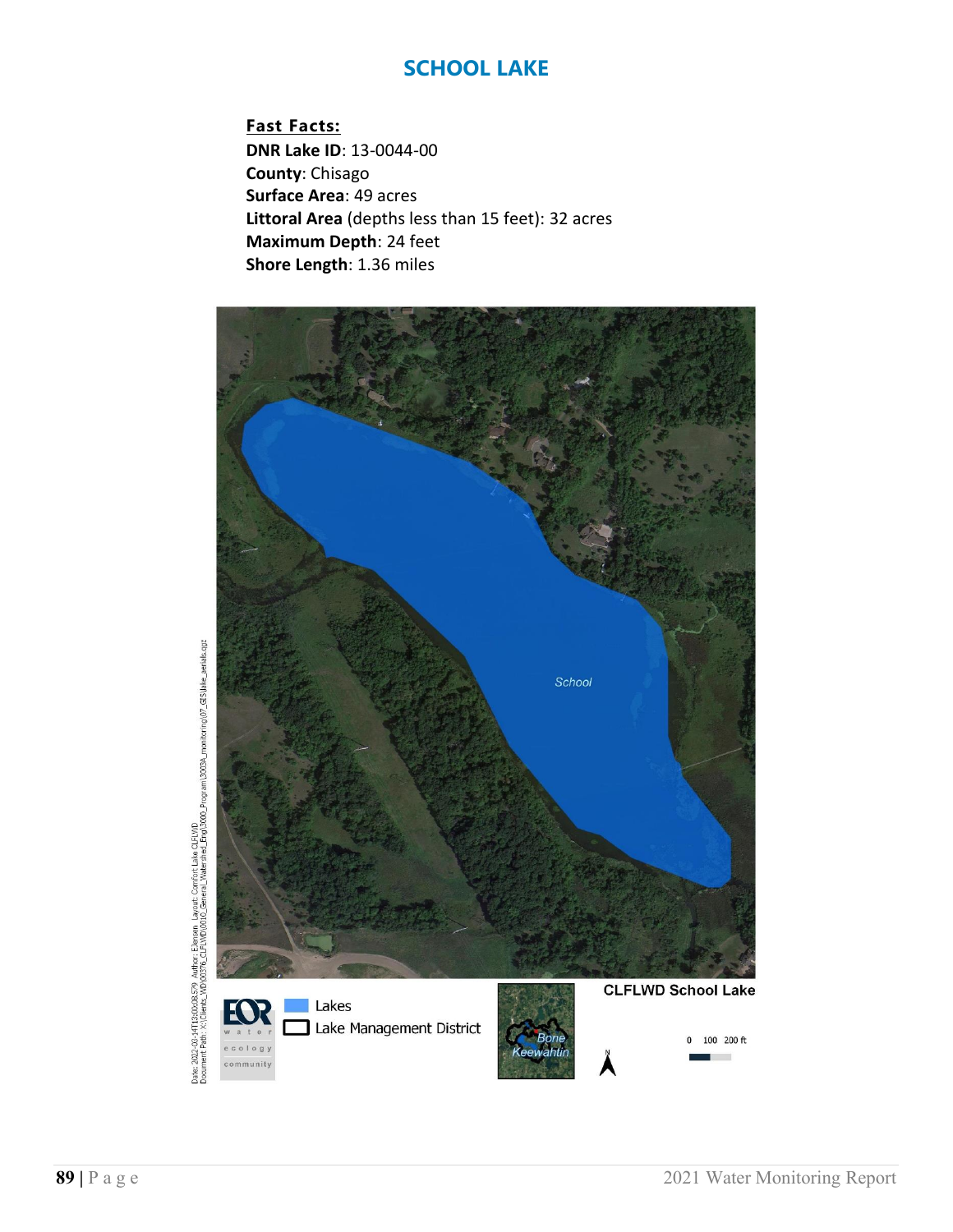# SCHOOL LAKE

**Fast Facts:**

**DNR Lake ID**: 13-0044-00
**County**: Chisago
**Surface Area**: 49 acres
**Littoral Area** (depths less than 15 feet): 32 acres
**Maximum Depth**: 24 feet
**Shore Length**: 1.36 miles

School

Lakes
Lake Management District

Bone
Keewahtin

CLFLWD School Lake

0 100 200 ft

Date: 2022-02-14T13:00:08.579 Author: Eilertsen Layout: Comfort Lake CLFLWD
Document Path: X:\Clients_WD\00376_CLFLWD\0010_General_Watershed_Eng\3000_Program\3003A_monitoring\07_GIS\lake_aerials.qgz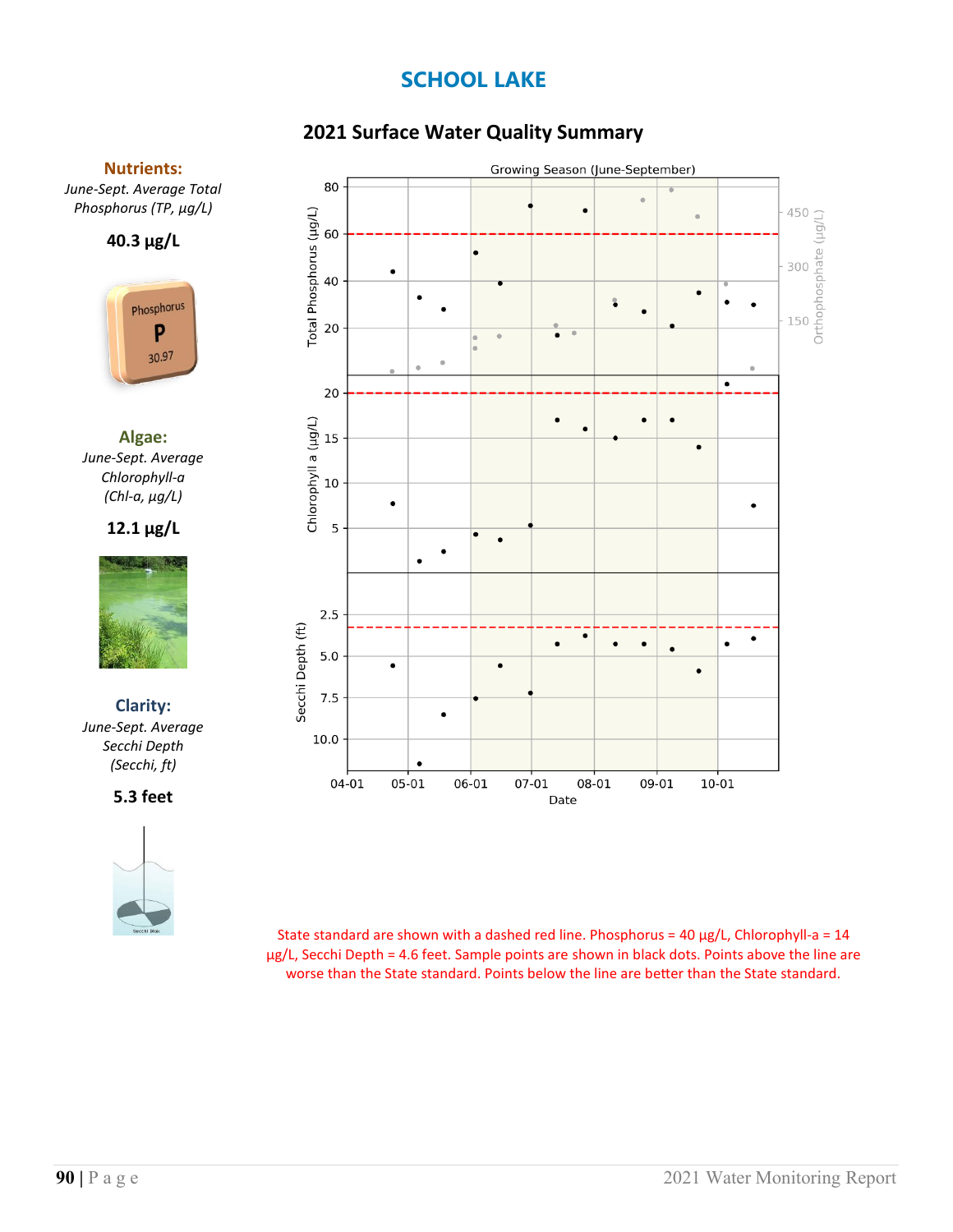# SCHOOL LAKE

## 2021 Surface Water Quality Summary

**Nutrients:**

*June-Sept. Average Total Phosphorus (TP, µg/L)*

**40.3 µg/L**

Phosphorus
P
30.97

**Algae:**

*June-Sept. Average Chlorophyll-a (Chl-a, µg/L)*

**12.1 µg/L**

**Clarity:**

*June-Sept. Average Secchi Depth (Secchi, ft)*

**5.3 feet**

Secchi Disk

Growing Season (June-September)

Total Phosphorus (µg/L)
80
60
40
20

Orthophosphate (µg/L)
450
300
150

Chlorophyll a (µg/L)
20
15
10
5

Secchi Depth (ft)
2.5
5.0
7.5
10.0

04-01
05-01
06-01
07-01
08-01
09-01
10-01

Date

State standard are shown with a dashed red line. Phosphorus = 40 µg/L, Chlorophyll-a = 14 µg/L, Secchi Depth = 4.6 feet. Sample points are shown in black dots. Points above the line are worse than the State standard. Points below the line are better than the State standard.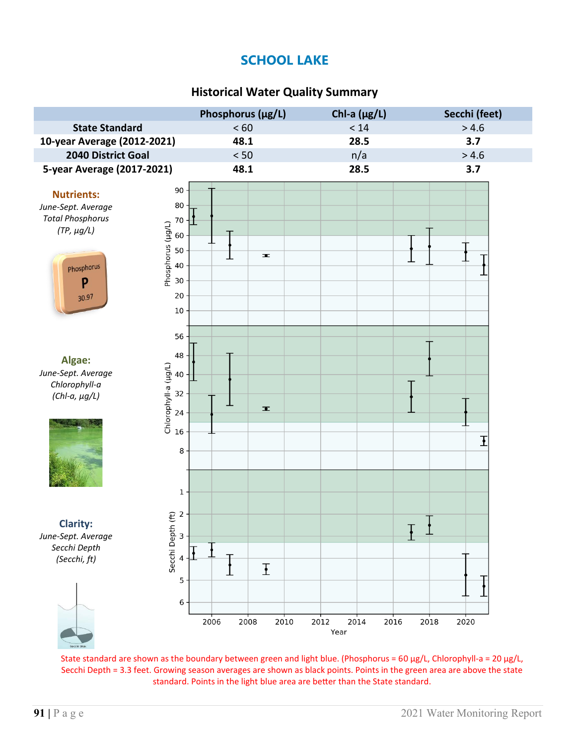# SCHOOL LAKE

## Historical Water Quality Summary

| | Phosphorus (µg/L) | Chl-a (µg/L) | Secchi (feet) |
|---|---|---|---|
| **State Standard** | < 60 | < 14 | > 4.6 |
| **10-year Average (2012-2021)** | **48.1** | **28.5** | **3.7** |
| **2040 District Goal** | < 50 | n/a | > 4.6 |
| **5-year Average (2017-2021)** | **48.1** | **28.5** | **3.7** |

**Nutrients:**
*June-Sept. Average Total Phosphorus (TP, µg/L)*

Phosphorus
P
30.97

**Algae:**
*June-Sept. Average Chlorophyll-a (Chl-a, µg/L)*

**Clarity:**
*June-Sept. Average Secchi Depth (Secchi, ft)*

Phosphorus (µg/L)
90
80
70
60
50
40
30
20
10

Chlorophyll-a (µg/L)
56
48
40
32
24
16
8

Secchi Depth (ft)
1
2
3
4
5
6

2006
2008
2010
2012
2014
2016
2018
2020
Year

State standard are shown as the boundary between green and light blue. (Phosphorus = 60 µg/L, Chlorophyll-a = 20 µg/L, Secchi Depth = 3.3 feet. Growing season averages are shown as black points. Points in the green area are above the state standard. Points in the light blue area are better than the State standard.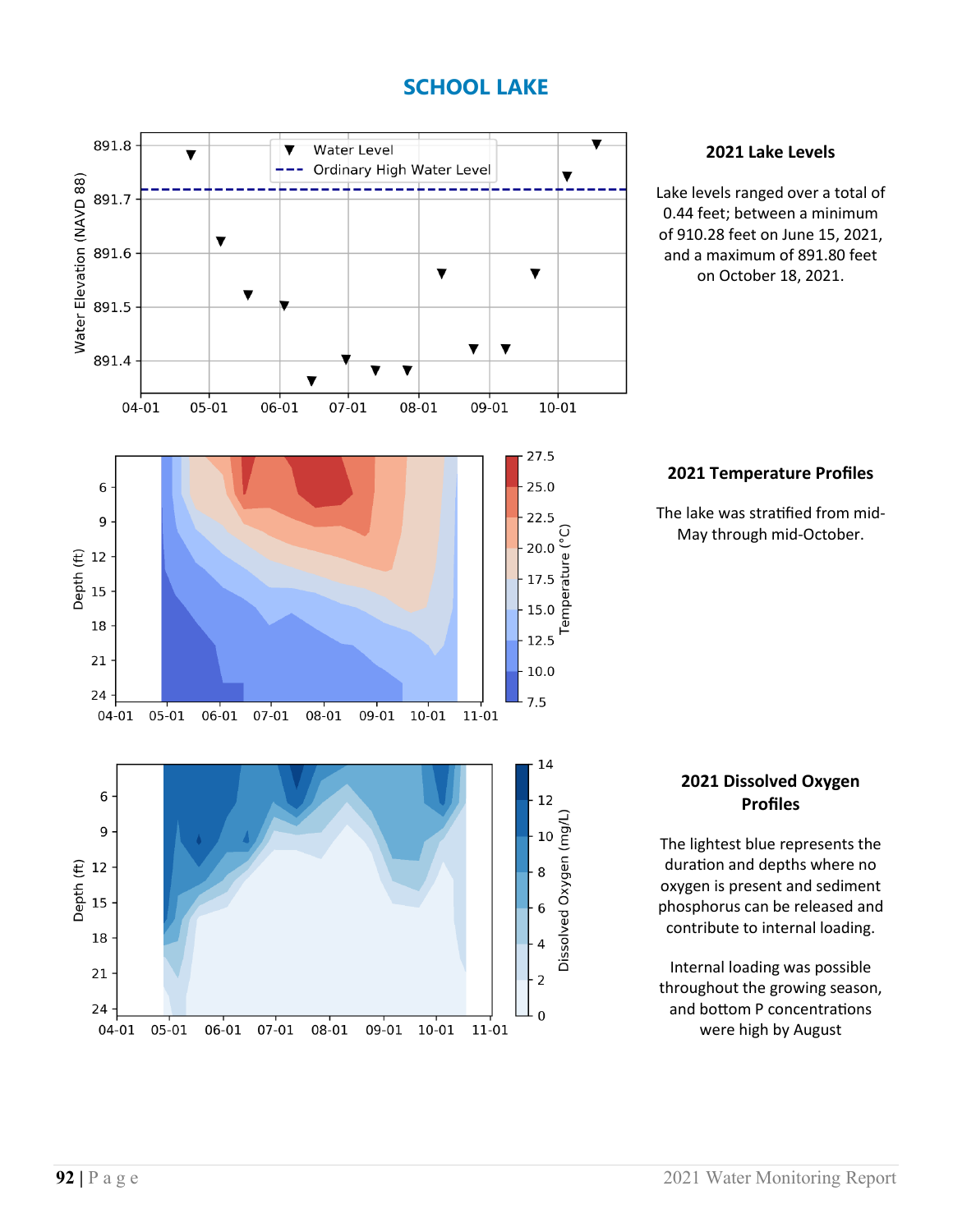# SCHOOL LAKE

891.8
891.7
891.6
891.5
891.4
Water Elevation (NAVD 88)
04-01
05-01
06-01
07-01
08-01
09-01
10-01
Water Level
Ordinary High Water Level

### 2021 Lake Levels

Lake levels ranged over a total of 0.44 feet; between a minimum of 910.28 feet on June 15, 2021, and a maximum of 891.80 feet on October 18, 2021.

6
9
12
15
18
21
24
Depth (ft)
04-01
05-01
06-01
07-01
08-01
09-01
10-01
11-01
27.5
25.0
22.5
20.0
17.5
15.0
12.5
10.0
7.5
Temperature (°C)

### 2021 Temperature Profiles

The lake was stratified from mid-May through mid-October.

6
9
12
15
18
21
24
Depth (ft)
04-01
05-01
06-01
07-01
08-01
09-01
10-01
11-01
14
12
10
8
6
4
2
0
Dissolved Oxygen (mg/L)

### 2021 Dissolved Oxygen Profiles

The lightest blue represents the duration and depths where no oxygen is present and sediment phosphorus can be released and contribute to internal loading.

Internal loading was possible throughout the growing season, and bottom P concentrations were high by August